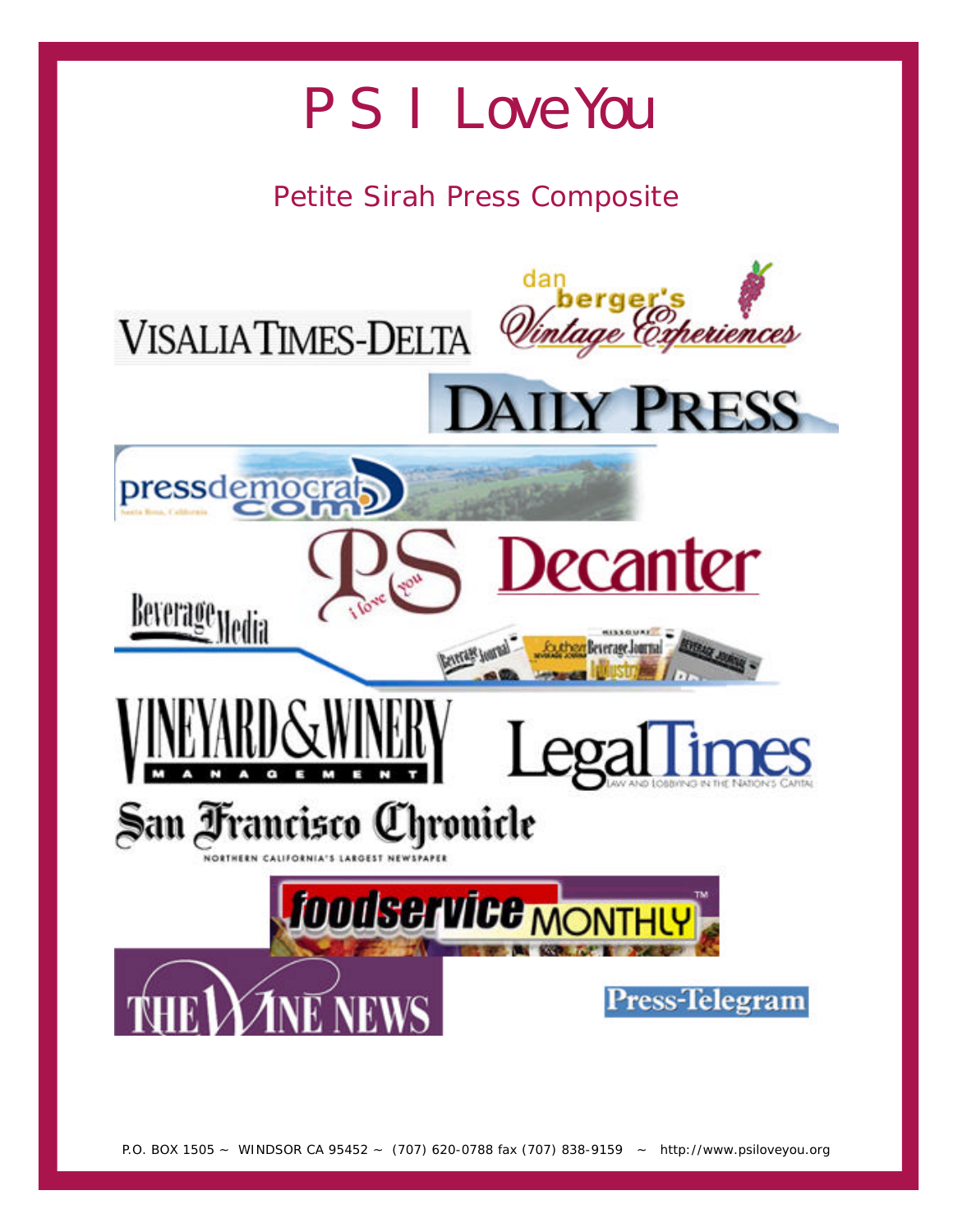# P S I Love You

## Petite Sirah Press Composite

Visalia Times-Delta

dan berger's Vintage Experiences

Daily Press

pressdemocrat.com

PS i love you

Decanter

Beverage Media

Vineyard & Winery Management

Legal Times

San Francisco Chronicle

foodservice MONTHLY

The Wine News

Press-Telegram

P.O. BOX 1505 ~ WINDSOR CA 95452 ~ (707) 620-0788 fax (707) 838-9159 ~ http://www.psiloveyou.org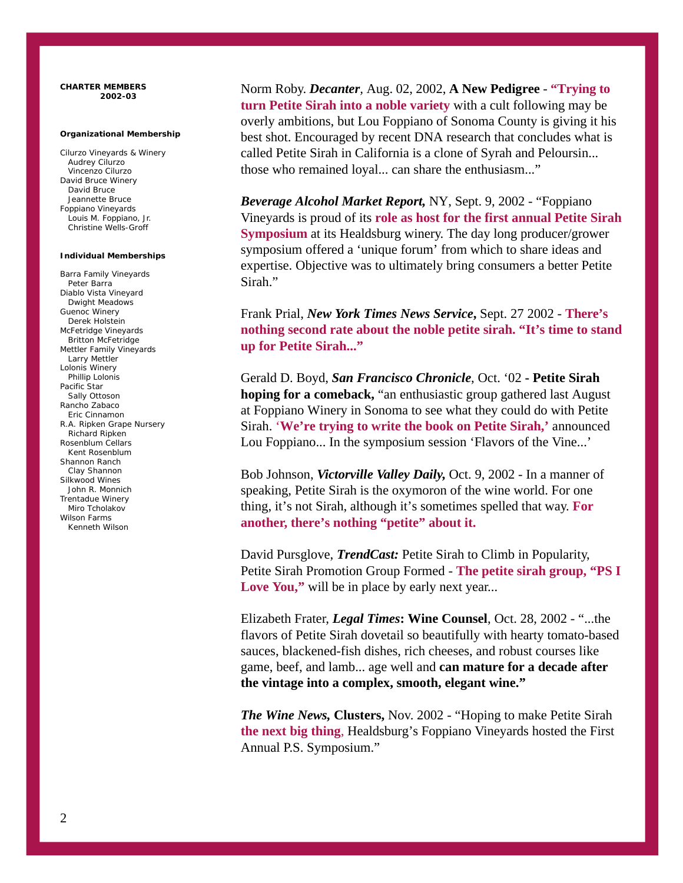**CHARTER MEMBERS 2002-03**

**Organizational Membership**

Cilurzo Vineyards & Winery
  Audrey Cilurzo
  Vincenzo Cilurzo
David Bruce Winery
  David Bruce
  Jeannette Bruce
Foppiano Vineyards
  Louis M. Foppiano, Jr.
  Christine Wells-Groff

**Individual Memberships**

Barra Family Vineyards
  Peter Barra
Diablo Vista Vineyard
  Dwight Meadows
Guenoc Winery
  Derek Holstein
McFetridge Vineyards
  Britton McFetridge
Mettler Family Vineyards
  Larry Mettler
Lolonis Winery
  Phillip Lolonis
Pacific Star
  Sally Ottoson
Rancho Zabaco
  Eric Cinnamon
R.A. Ripken Grape Nursery
  Richard Ripken
Rosenblum Cellars
  Kent Rosenblum
Shannon Ranch
  Clay Shannon
Silkwood Wines
  John R. Monnich
Trentadue Winery
  Miro Tcholakov
Wilson Farms
  Kenneth Wilson

Norm Roby. ***Decanter***, Aug. 02, 2002, **A New Pedigree** - **"Trying to turn Petite Sirah into a noble variety** with a cult following may be overly ambitions, but Lou Foppiano of Sonoma County is giving it his best shot. Encouraged by recent DNA research that concludes what is called Petite Sirah in California is a clone of Syrah and Peloursin... those who remained loyal... can share the enthusiasm..."

***Beverage Alcohol Market Report,*** NY, Sept. 9, 2002 - "Foppiano Vineyards is proud of its **role as host for the first annual Petite Sirah Symposium** at its Healdsburg winery. The day long producer/grower symposium offered a 'unique forum' from which to share ideas and expertise. Objective was to ultimately bring consumers a better Petite Sirah."

Frank Prial, ***New York Times News Service,*** Sept. 27 2002 - **There's nothing second rate about the noble petite sirah. "It's time to stand up for Petite Sirah..."**

Gerald D. Boyd, ***San Francisco Chronicle***, Oct. '02 **- Petite Sirah hoping for a comeback,** "an enthusiastic group gathered last August at Foppiano Winery in Sonoma to see what they could do with Petite Sirah. **'We're trying to write the book on Petite Sirah,'** announced Lou Foppiano... In the symposium session 'Flavors of the Vine...'

Bob Johnson, ***Victorville Valley Daily,*** Oct. 9, 2002 - In a manner of speaking, Petite Sirah is the oxymoron of the wine world. For one thing, it's not Sirah, although it's sometimes spelled that way. **For another, there's nothing "petite" about it.**

David Pursglove, ***TrendCast:*** Petite Sirah to Climb in Popularity, Petite Sirah Promotion Group Formed - **The petite sirah group, "PS I Love You,"** will be in place by early next year...

Elizabeth Frater, ***Legal Times*****: Wine Counsel**, Oct. 28, 2002 - "...the flavors of Petite Sirah dovetail so beautifully with hearty tomato-based sauces, blackened-fish dishes, rich cheeses, and robust courses like game, beef, and lamb... age well and **can mature for a decade after the vintage into a complex, smooth, elegant wine."**

***The Wine News,*** **Clusters,** Nov. 2002 - "Hoping to make Petite Sirah **the next big thing**, Healdsburg's Foppiano Vineyards hosted the First Annual P.S. Symposium."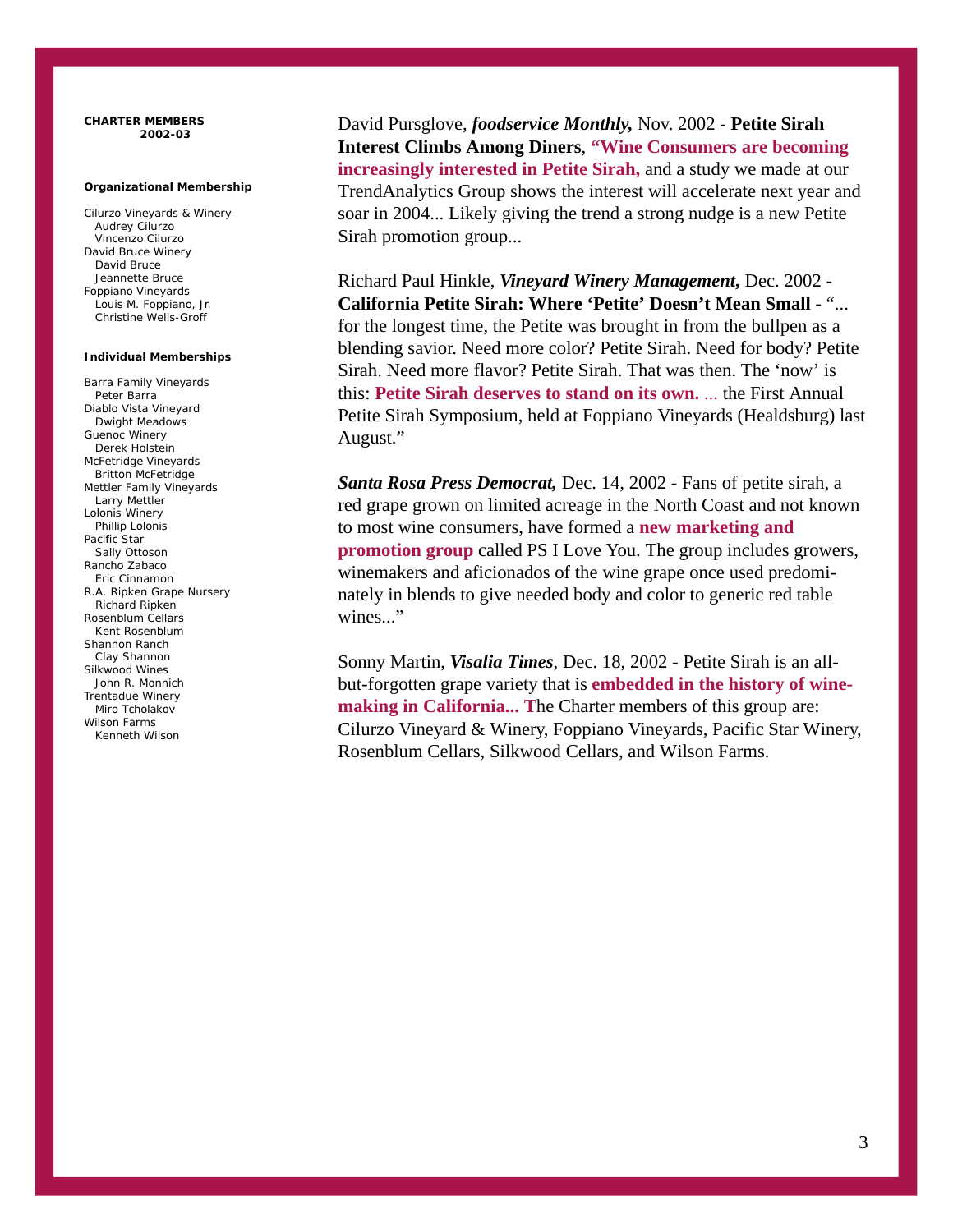**CHARTER MEMBERS 2002-03**

**Organizational Membership**

Cilurzo Vineyards & Winery
  Audrey Cilurzo
  Vincenzo Cilurzo
David Bruce Winery
  David Bruce
  Jeannette Bruce
Foppiano Vineyards
  Louis M. Foppiano, Jr.
  Christine Wells-Groff

**Individual Memberships**

Barra Family Vineyards
  Peter Barra
Diablo Vista Vineyard
  Dwight Meadows
Guenoc Winery
  Derek Holstein
McFetridge Vineyards
  Britton McFetridge
Mettler Family Vineyards
  Larry Mettler
Lolonis Winery
  Phillip Lolonis
Pacific Star
  Sally Ottoson
Rancho Zabaco
  Eric Cinnamon
R.A. Ripken Grape Nursery
  Richard Ripken
Rosenblum Cellars
  Kent Rosenblum
Shannon Ranch
  Clay Shannon
Silkwood Wines
  John R. Monnich
Trentadue Winery
  Miro Tcholakov
Wilson Farms
  Kenneth Wilson

David Pursglove, ***foodservice Monthly,*** Nov. 2002 - **Petite Sirah Interest Climbs Among Diners**, **"Wine Consumers are becoming increasingly interested in Petite Sirah,** and a study we made at our TrendAnalytics Group shows the interest will accelerate next year and soar in 2004... Likely giving the trend a strong nudge is a new Petite Sirah promotion group...

Richard Paul Hinkle, ***Vineyard Winery Management,*** Dec. 2002 - **California Petite Sirah: Where 'Petite' Doesn't Mean Small -** "... for the longest time, the Petite was brought in from the bullpen as a blending savior. Need more color? Petite Sirah. Need for body? Petite Sirah. Need more flavor? Petite Sirah. That was then. The 'now' is this: **Petite Sirah deserves to stand on its own.** ... the First Annual Petite Sirah Symposium, held at Foppiano Vineyards (Healdsburg) last August."

***Santa Rosa Press Democrat,*** Dec. 14, 2002 - Fans of petite sirah, a red grape grown on limited acreage in the North Coast and not known to most wine consumers, have formed a **new marketing and promotion group** called PS I Love You. The group includes growers, winemakers and aficionados of the wine grape once used predominately in blends to give needed body and color to generic red table wines..."

Sonny Martin, ***Visalia Times***, Dec. 18, 2002 - Petite Sirah is an all-but-forgotten grape variety that is **embedded in the history of winemaking in California... T**he Charter members of this group are: Cilurzo Vineyard & Winery, Foppiano Vineyards, Pacific Star Winery, Rosenblum Cellars, Silkwood Cellars, and Wilson Farms.